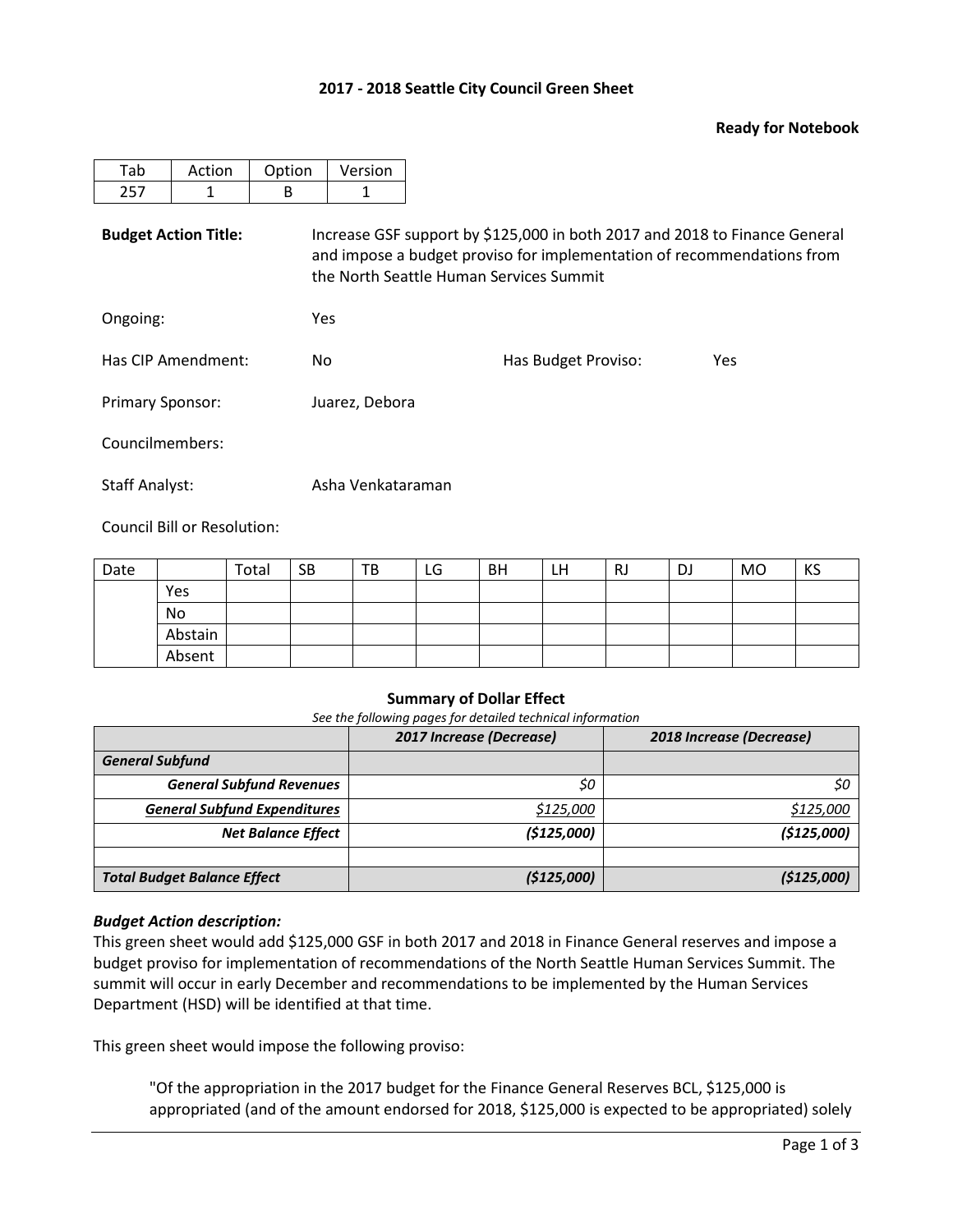**2017 - 2018 Seattle City Council Green Sheet**

**Ready for Notebook**

| Tab | Action | Option | Version |
|---|---|---|---|
| 257 | 1 | B | 1 |

**Budget Action Title:** Increase GSF support by $125,000 in both 2017 and 2018 to Finance General and impose a budget proviso for implementation of recommendations from the North Seattle Human Services Summit

Ongoing: Yes

Has CIP Amendment: No

Has Budget Proviso: Yes

Primary Sponsor: Juarez, Debora

Councilmembers:

Staff Analyst: Asha Venkataraman

Council Bill or Resolution:

| Date | | Total | SB | TB | LG | BH | LH | RJ | DJ | MO | KS |
|---|---|---|---|---|---|---|---|---|---|---|---|
| | Yes | | | | | | | | | | |
| | No | | | | | | | | | | |
| | Abstain | | | | | | | | | | |
| | Absent | | | | | | | | | | |

**Summary of Dollar Effect**

*See the following pages for detailed technical information*

| | *2017 Increase (Decrease)* | *2018 Increase (Decrease)* |
|---|---|---|
| ***General Subfund*** | | |
| ***General Subfund Revenues*** | *$0* | *$0* |
| ***General Subfund Expenditures*** | *$125,000* | *$125,000* |
| ***Net Balance Effect*** | ***($125,000)*** | ***($125,000)*** |
| | | |
| ***Total Budget Balance Effect*** | ***($125,000)*** | ***($125,000)*** |

***Budget Action description:***

This green sheet would add $125,000 GSF in both 2017 and 2018 in Finance General reserves and impose a budget proviso for implementation of recommendations of the North Seattle Human Services Summit. The summit will occur in early December and recommendations to be implemented by the Human Services Department (HSD) will be identified at that time.

This green sheet would impose the following proviso:

> "Of the appropriation in the 2017 budget for the Finance General Reserves BCL, $125,000 is appropriated (and of the amount endorsed for 2018, $125,000 is expected to be appropriated) solely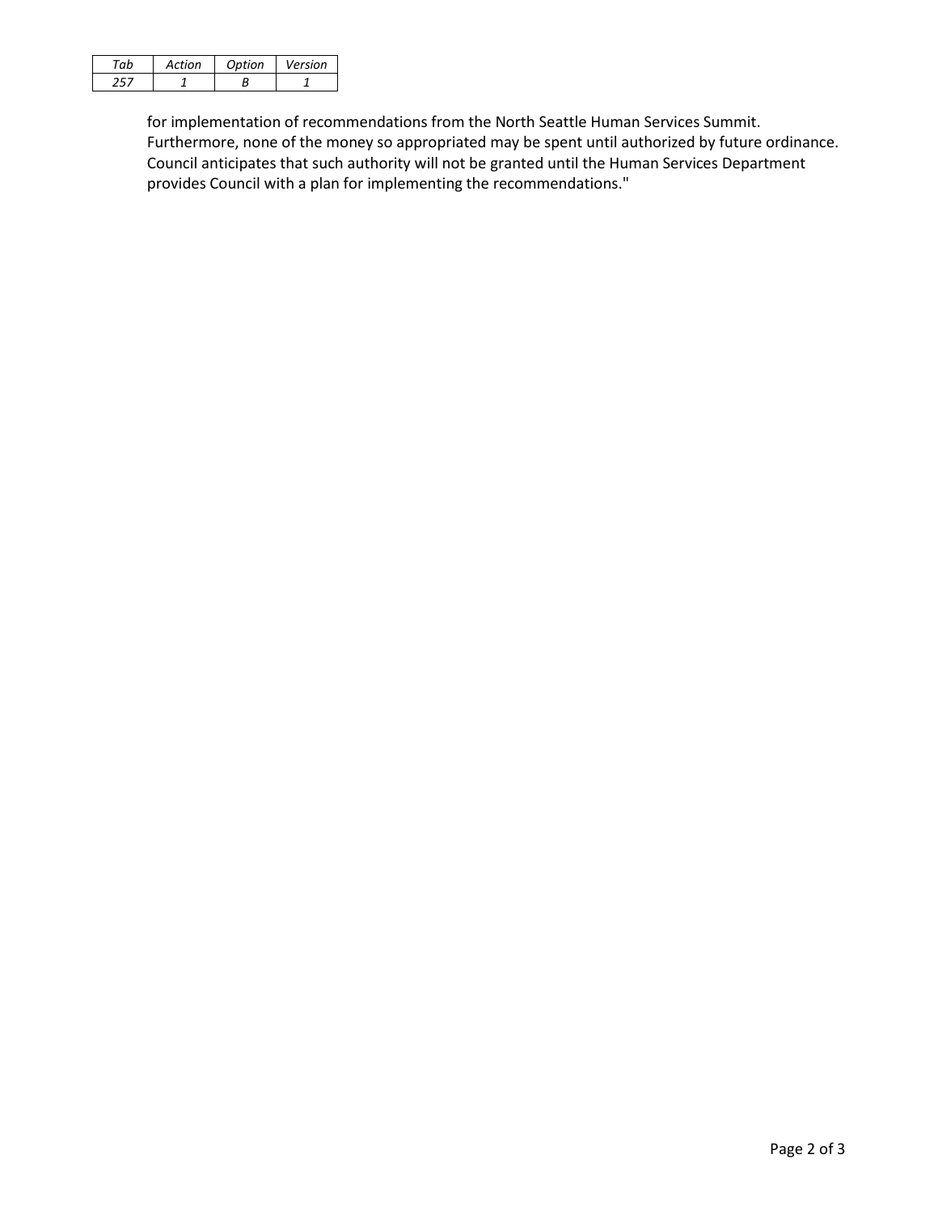| Tab | Action | Option | Version |
|---|---|---|---|
| 257 | 1 | B | 1 |

for implementation of recommendations from the North Seattle Human Services Summit. Furthermore, none of the money so appropriated may be spent until authorized by future ordinance. Council anticipates that such authority will not be granted until the Human Services Department provides Council with a plan for implementing the recommendations."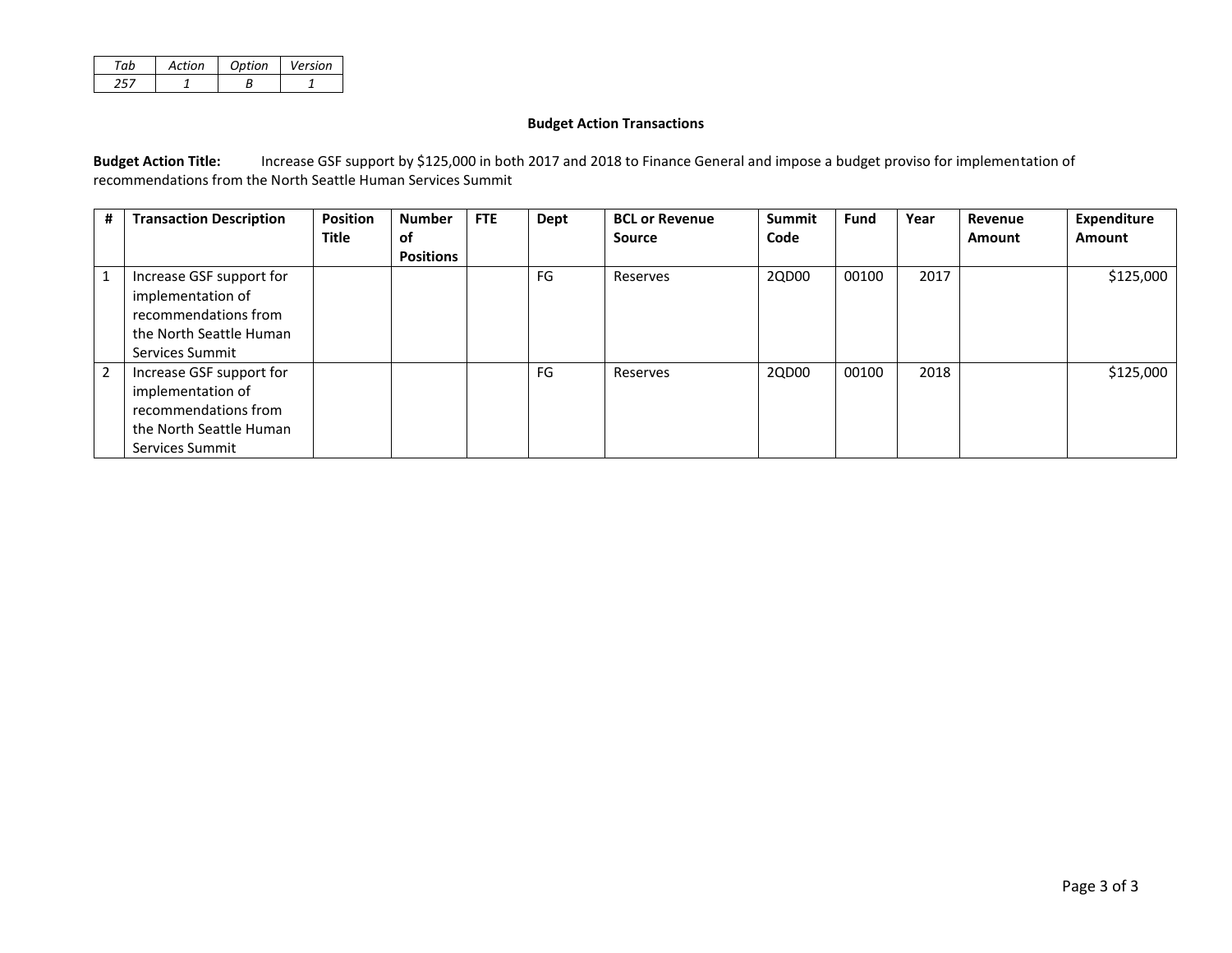| Tab | Action | Option | Version |
|---|---|---|---|
| *257* | *1* | *B* | *1* |

**Budget Action Transactions**

**Budget Action Title:** Increase GSF support by $125,000 in both 2017 and 2018 to Finance General and impose a budget proviso for implementation of recommendations from the North Seattle Human Services Summit

| # | Transaction Description | Position Title | Number of Positions | FTE | Dept | BCL or Revenue Source | Summit Code | Fund | Year | Revenue Amount | Expenditure Amount |
|---|---|---|---|---|---|---|---|---|---|---|---|
| 1 | Increase GSF support for implementation of recommendations from the North Seattle Human Services Summit | | | | FG | Reserves | 2QD00 | 00100 | 2017 | | $125,000 |
| 2 | Increase GSF support for implementation of recommendations from the North Seattle Human Services Summit | | | | FG | Reserves | 2QD00 | 00100 | 2018 | | $125,000 |